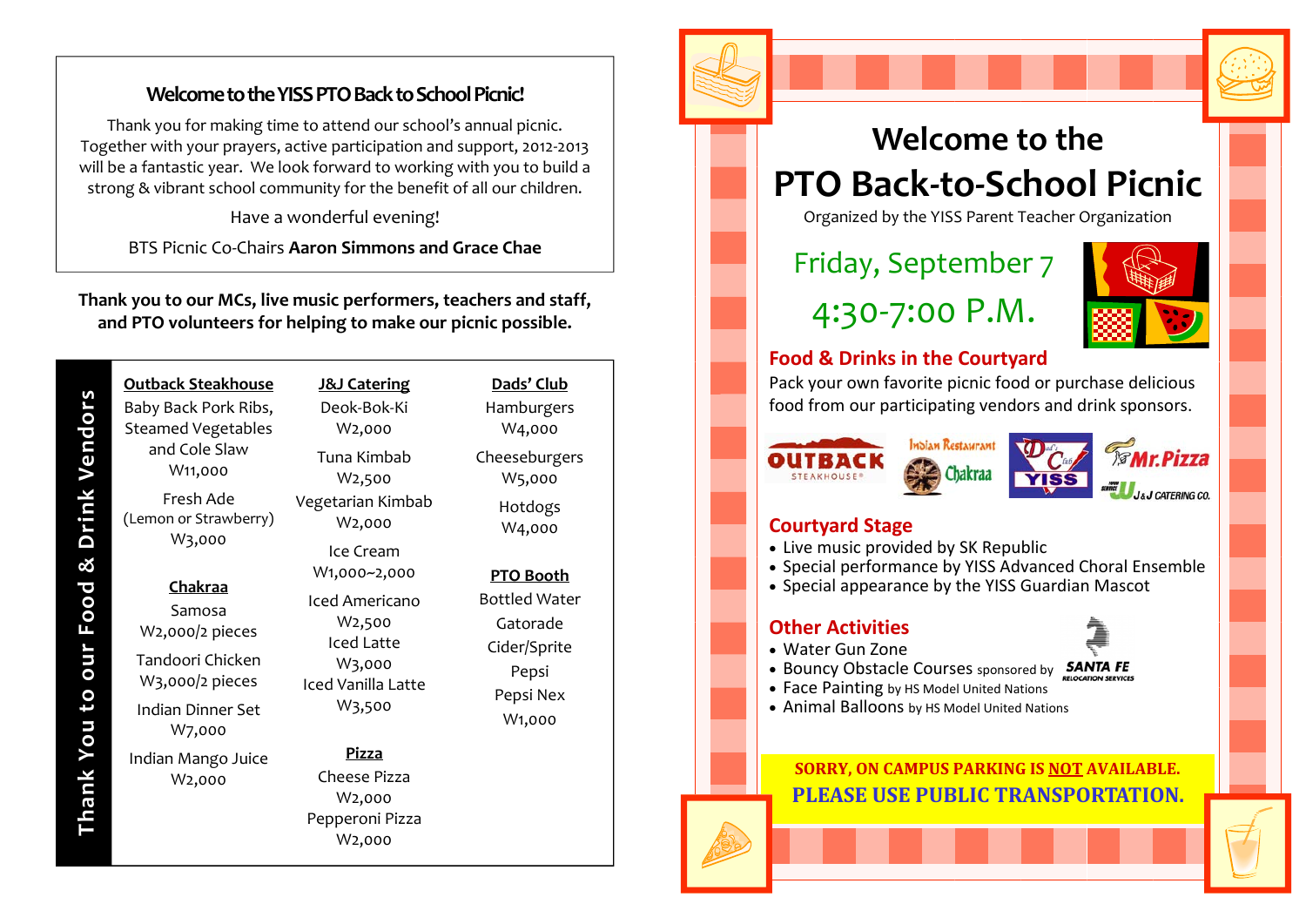## Welcome to the YISS PTO Back to School Picnic!

Thank you for making time to attend our school's annual picnic. Together with your prayers, active participation and support, 2012-2013 will be a fantastic year. We look forward to working with you to build a strong & vibrant school community for the benefit of all our children.

Have a wonderful evening!

BTS Picnic Co-Chairs **Aaron Simmons and Grace Chae**

**Thank you to our MCs, live music performers, teachers and staff, and PTO volunteers for helping to make our picnic possible.**

## Thank You to our Food & Drink Vendors

**Outback Steakhouse**

Baby Back Pork Ribs, Steamed Vegetables and Cole Slaw
W11,000

Fresh Ade (Lemon or Strawberry)
W3,000

**Chakraa**

Samosa
W2,000/2 pieces

Tandoori Chicken
W3,000/2 pieces

Indian Dinner Set
W7,000

Indian Mango Juice
W2,000

**J&J Catering**

Deok-Bok-Ki
W2,000

Tuna Kimbab
W2,500

Vegetarian Kimbab
W2,000

Ice Cream
W1,000~2,000

Iced Americano
W2,500

Iced Latte
W3,000

Iced Vanilla Latte
W3,500

**Pizza**

Cheese Pizza
W2,000

Pepperoni Pizza
W2,000

**Dads' Club**

Hamburgers
W4,000

Cheeseburgers
W5,000

Hotdogs
W4,000

**PTO Booth**

Bottled Water
Gatorade
Cider/Sprite
Pepsi
Pepsi Nex
W1,000

# Welcome to the PTO Back-to-School Picnic

Organized by the YISS Parent Teacher Organization

Friday, September 7

4:30-7:00 P.M.

### Food & Drinks in the Courtyard

Pack your own favorite picnic food or purchase delicious food from our participating vendors and drink sponsors.

### Courtyard Stage

- Live music provided by SK Republic
- Special performance by YISS Advanced Choral Ensemble
- Special appearance by the YISS Guardian Mascot

### Other Activities

- Water Gun Zone
- Bouncy Obstacle Courses sponsored by SANTA FE RELOCATION SERVICES
- Face Painting by HS Model United Nations
- Animal Balloons by HS Model United Nations

**SORRY, ON CAMPUS PARKING IS NOT AVAILABLE.**
**PLEASE USE PUBLIC TRANSPORTATION.**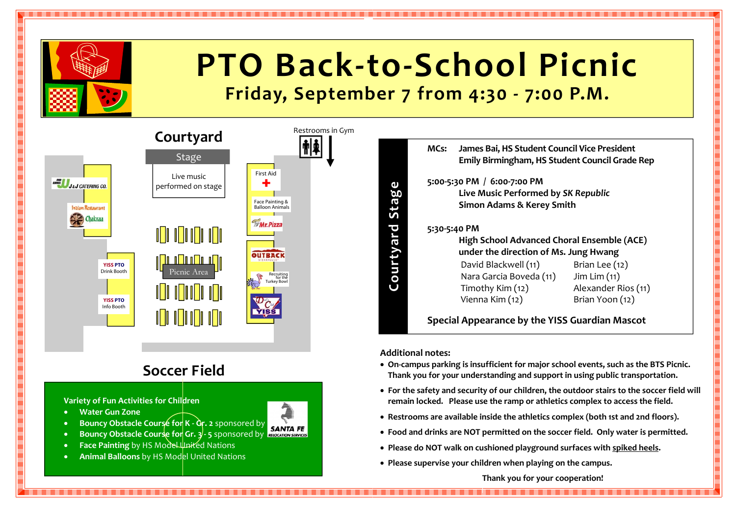# PTO Back-to-School Picnic

## Friday, September 7 from 4:30 - 7:00 P.M.

## Courtyard

Restrooms in Gym

Stage

Live music performed on stage

J&J CATERING CO.

Indian Restaurant Chakraa

YISS PTO Drink Booth

YISS PTO Info Booth

Picnic Area

First Aid

Face Painting & Balloon Animals

Mr. Pizza

OUTBACK STEAKHOUSE

Recruiting for the Turkey Bowl

YISS

## Soccer Field

**Variety of Fun Activities for Children**

- **Water Gun Zone**
- **Bouncy Obstacle Course for K - Gr. 2** sponsored by
- **Bouncy Obstacle Course for Gr. 3 - 5** sponsored by
- **Face Painting** by HS Model United Nations
- **Animal Balloons** by HS Model United Nations

SANTA FE RELOCATION SERVICES

## Courtyard Stage

**MCs:** **James Bai, HS Student Council Vice President**
**Emily Birmingham, HS Student Council Grade Rep**

**5:00-5:30 PM / 6:00-7:00 PM**
**Live Music Performed by *SK Republic***
**Simon Adams & Kerey Smith**

**5:30-5:40 PM**
**High School Advanced Choral Ensemble (ACE)**
**under the direction of Ms. Jung Hwang**

| | |
|---|---|
| David Blackwell (11) | Brian Lee (12) |
| Nara Garcia Boveda (11) | Jim Lim (11) |
| Timothy Kim (12) | Alexander Rios (11) |
| Vienna Kim (12) | Brian Yoon (12) |

**Special Appearance by the YISS Guardian Mascot**

**Additional notes:**

- **On-campus parking is insufficient for major school events, such as the BTS Picnic. Thank you for your understanding and support in using public transportation.**
- **For the safety and security of our children, the outdoor stairs to the soccer field will remain locked. Please use the ramp or athletics complex to access the field.**
- **Restrooms are available inside the athletics complex (both 1st and 2nd floors).**
- **Food and drinks are NOT permitted on the soccer field. Only water is permitted.**
- **Please do NOT walk on cushioned playground surfaces with spiked heels.**
- **Please supervise your children when playing on the campus.**

**Thank you for your cooperation!**